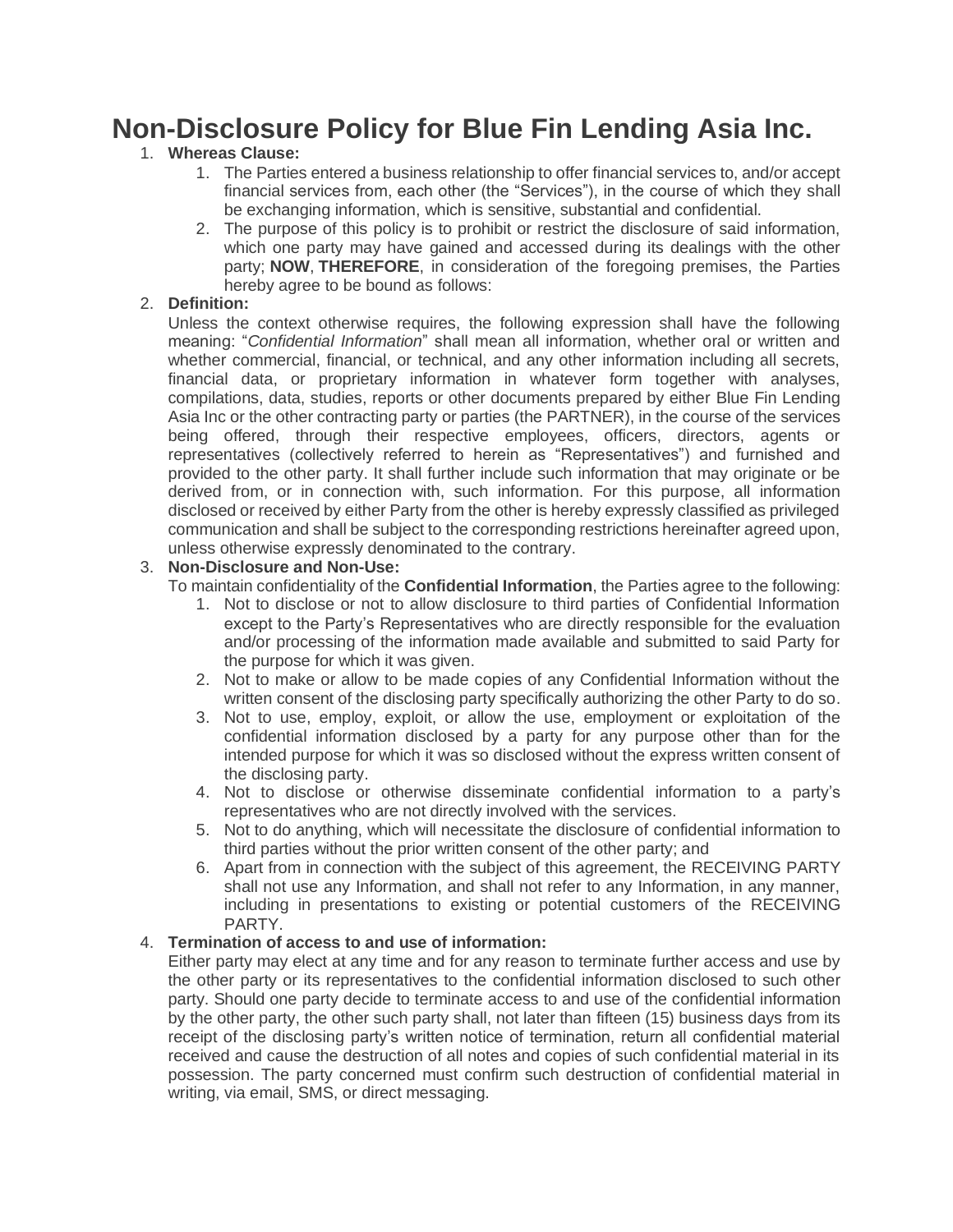# Non-Disclosure Policy for Blue Fin Lending Asia Inc.

1. **Whereas Clause:**
    1. The Parties entered a business relationship to offer financial services to, and/or accept financial services from, each other (the "Services"), in the course of which they shall be exchanging information, which is sensitive, substantial and confidential.
    2. The purpose of this policy is to prohibit or restrict the disclosure of said information, which one party may have gained and accessed during its dealings with the other party; **NOW**, **THEREFORE**, in consideration of the foregoing premises, the Parties hereby agree to be bound as follows:
2. **Definition:**
   Unless the context otherwise requires, the following expression shall have the following meaning: "*Confidential Information*" shall mean all information, whether oral or written and whether commercial, financial, or technical, and any other information including all secrets, financial data, or proprietary information in whatever form together with analyses, compilations, data, studies, reports or other documents prepared by either Blue Fin Lending Asia Inc or the other contracting party or parties (the PARTNER), in the course of the services being offered, through their respective employees, officers, directors, agents or representatives (collectively referred to herein as "Representatives") and furnished and provided to the other party. It shall further include such information that may originate or be derived from, or in connection with, such information. For this purpose, all information disclosed or received by either Party from the other is hereby expressly classified as privileged communication and shall be subject to the corresponding restrictions hereinafter agreed upon, unless otherwise expressly denominated to the contrary.
3. **Non-Disclosure and Non-Use:**
   To maintain confidentiality of the **Confidential Information**, the Parties agree to the following:
    1. Not to disclose or not to allow disclosure to third parties of Confidential Information except to the Party's Representatives who are directly responsible for the evaluation and/or processing of the information made available and submitted to said Party for the purpose for which it was given.
    2. Not to make or allow to be made copies of any Confidential Information without the written consent of the disclosing party specifically authorizing the other Party to do so.
    3. Not to use, employ, exploit, or allow the use, employment or exploitation of the confidential information disclosed by a party for any purpose other than for the intended purpose for which it was so disclosed without the express written consent of the disclosing party.
    4. Not to disclose or otherwise disseminate confidential information to a party's representatives who are not directly involved with the services.
    5. Not to do anything, which will necessitate the disclosure of confidential information to third parties without the prior written consent of the other party; and
    6. Apart from in connection with the subject of this agreement, the RECEIVING PARTY shall not use any Information, and shall not refer to any Information, in any manner, including in presentations to existing or potential customers of the RECEIVING PARTY.
4. **Termination of access to and use of information:**
   Either party may elect at any time and for any reason to terminate further access and use by the other party or its representatives to the confidential information disclosed to such other party. Should one party decide to terminate access to and use of the confidential information by the other party, the other such party shall, not later than fifteen (15) business days from its receipt of the disclosing party's written notice of termination, return all confidential material received and cause the destruction of all notes and copies of such confidential material in its possession. The party concerned must confirm such destruction of confidential material in writing, via email, SMS, or direct messaging.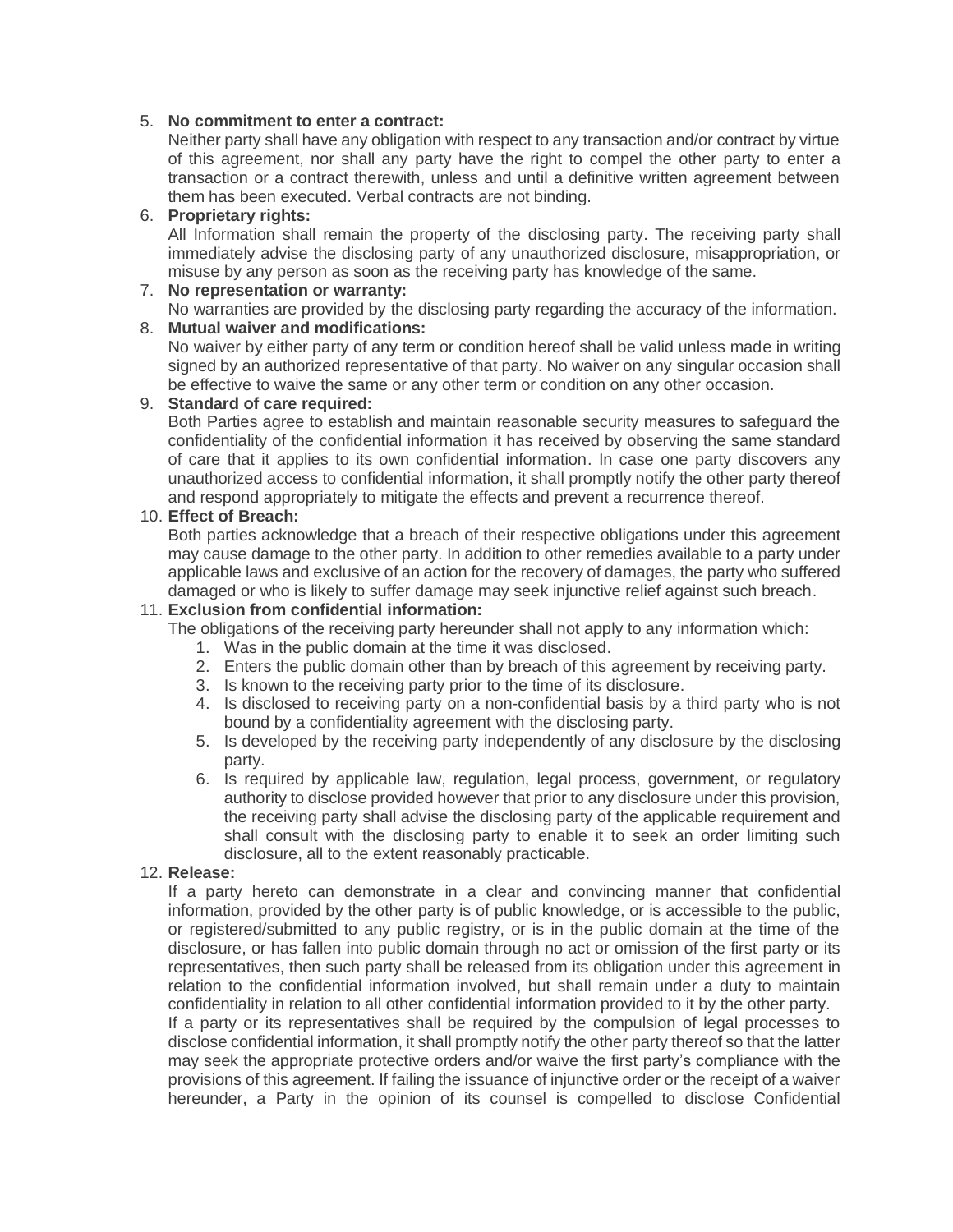5. **No commitment to enter a contract:**
   Neither party shall have any obligation with respect to any transaction and/or contract by virtue of this agreement, nor shall any party have the right to compel the other party to enter a transaction or a contract therewith, unless and until a definitive written agreement between them has been executed. Verbal contracts are not binding.
6. **Proprietary rights:**
   All Information shall remain the property of the disclosing party. The receiving party shall immediately advise the disclosing party of any unauthorized disclosure, misappropriation, or misuse by any person as soon as the receiving party has knowledge of the same.
7. **No representation or warranty:**
   No warranties are provided by the disclosing party regarding the accuracy of the information.
8. **Mutual waiver and modifications:**
   No waiver by either party of any term or condition hereof shall be valid unless made in writing signed by an authorized representative of that party. No waiver on any singular occasion shall be effective to waive the same or any other term or condition on any other occasion.
9. **Standard of care required:**
   Both Parties agree to establish and maintain reasonable security measures to safeguard the confidentiality of the confidential information it has received by observing the same standard of care that it applies to its own confidential information. In case one party discovers any unauthorized access to confidential information, it shall promptly notify the other party thereof and respond appropriately to mitigate the effects and prevent a recurrence thereof.
10. **Effect of Breach:**
    Both parties acknowledge that a breach of their respective obligations under this agreement may cause damage to the other party. In addition to other remedies available to a party under applicable laws and exclusive of an action for the recovery of damages, the party who suffered damaged or who is likely to suffer damage may seek injunctive relief against such breach.
11. **Exclusion from confidential information:**
    The obligations of the receiving party hereunder shall not apply to any information which:
    1. Was in the public domain at the time it was disclosed.
    2. Enters the public domain other than by breach of this agreement by receiving party.
    3. Is known to the receiving party prior to the time of its disclosure.
    4. Is disclosed to receiving party on a non-confidential basis by a third party who is not bound by a confidentiality agreement with the disclosing party.
    5. Is developed by the receiving party independently of any disclosure by the disclosing party.
    6. Is required by applicable law, regulation, legal process, government, or regulatory authority to disclose provided however that prior to any disclosure under this provision, the receiving party shall advise the disclosing party of the applicable requirement and shall consult with the disclosing party to enable it to seek an order limiting such disclosure, all to the extent reasonably practicable.
12. **Release:**
    If a party hereto can demonstrate in a clear and convincing manner that confidential information, provided by the other party is of public knowledge, or is accessible to the public, or registered/submitted to any public registry, or is in the public domain at the time of the disclosure, or has fallen into public domain through no act or omission of the first party or its representatives, then such party shall be released from its obligation under this agreement in relation to the confidential information involved, but shall remain under a duty to maintain confidentiality in relation to all other confidential information provided to it by the other party.
    If a party or its representatives shall be required by the compulsion of legal processes to disclose confidential information, it shall promptly notify the other party thereof so that the latter may seek the appropriate protective orders and/or waive the first party's compliance with the provisions of this agreement. If failing the issuance of injunctive order or the receipt of a waiver hereunder, a Party in the opinion of its counsel is compelled to disclose Confidential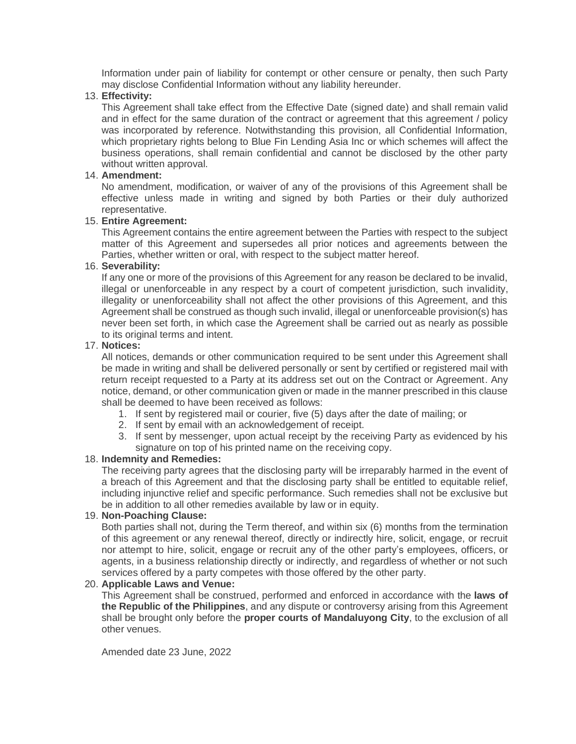Information under pain of liability for contempt or other censure or penalty, then such Party may disclose Confidential Information without any liability hereunder.

13. **Effectivity:**
   This Agreement shall take effect from the Effective Date (signed date) and shall remain valid and in effect for the same duration of the contract or agreement that this agreement / policy was incorporated by reference. Notwithstanding this provision, all Confidential Information, which proprietary rights belong to Blue Fin Lending Asia Inc or which schemes will affect the business operations, shall remain confidential and cannot be disclosed by the other party without written approval.

14. **Amendment:**
   No amendment, modification, or waiver of any of the provisions of this Agreement shall be effective unless made in writing and signed by both Parties or their duly authorized representative.

15. **Entire Agreement:**
   This Agreement contains the entire agreement between the Parties with respect to the subject matter of this Agreement and supersedes all prior notices and agreements between the Parties, whether written or oral, with respect to the subject matter hereof.

16. **Severability:**
   If any one or more of the provisions of this Agreement for any reason be declared to be invalid, illegal or unenforceable in any respect by a court of competent jurisdiction, such invalidity, illegality or unenforceability shall not affect the other provisions of this Agreement, and this Agreement shall be construed as though such invalid, illegal or unenforceable provision(s) has never been set forth, in which case the Agreement shall be carried out as nearly as possible to its original terms and intent.

17. **Notices:**
   All notices, demands or other communication required to be sent under this Agreement shall be made in writing and shall be delivered personally or sent by certified or registered mail with return receipt requested to a Party at its address set out on the Contract or Agreement. Any notice, demand, or other communication given or made in the manner prescribed in this clause shall be deemed to have been received as follows:
   1. If sent by registered mail or courier, five (5) days after the date of mailing; or
   2. If sent by email with an acknowledgement of receipt.
   3. If sent by messenger, upon actual receipt by the receiving Party as evidenced by his signature on top of his printed name on the receiving copy.

18. **Indemnity and Remedies:**
   The receiving party agrees that the disclosing party will be irreparably harmed in the event of a breach of this Agreement and that the disclosing party shall be entitled to equitable relief, including injunctive relief and specific performance. Such remedies shall not be exclusive but be in addition to all other remedies available by law or in equity.

19. **Non-Poaching Clause:**
   Both parties shall not, during the Term thereof, and within six (6) months from the termination of this agreement or any renewal thereof, directly or indirectly hire, solicit, engage, or recruit nor attempt to hire, solicit, engage or recruit any of the other party's employees, officers, or agents, in a business relationship directly or indirectly, and regardless of whether or not such services offered by a party competes with those offered by the other party.

20. **Applicable Laws and Venue:**
   This Agreement shall be construed, performed and enforced in accordance with the **laws of the Republic of the Philippines**, and any dispute or controversy arising from this Agreement shall be brought only before the **proper courts of Mandaluyong City**, to the exclusion of all other venues.

Amended date 23 June, 2022